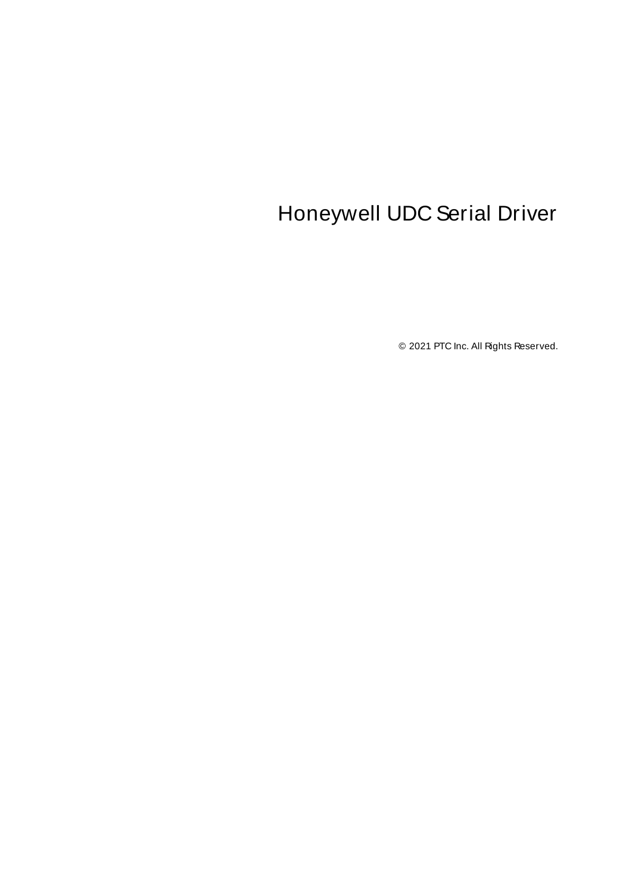# Honeywell UDC Serial Driver

© 2021 PTC Inc. All Rights Reserved.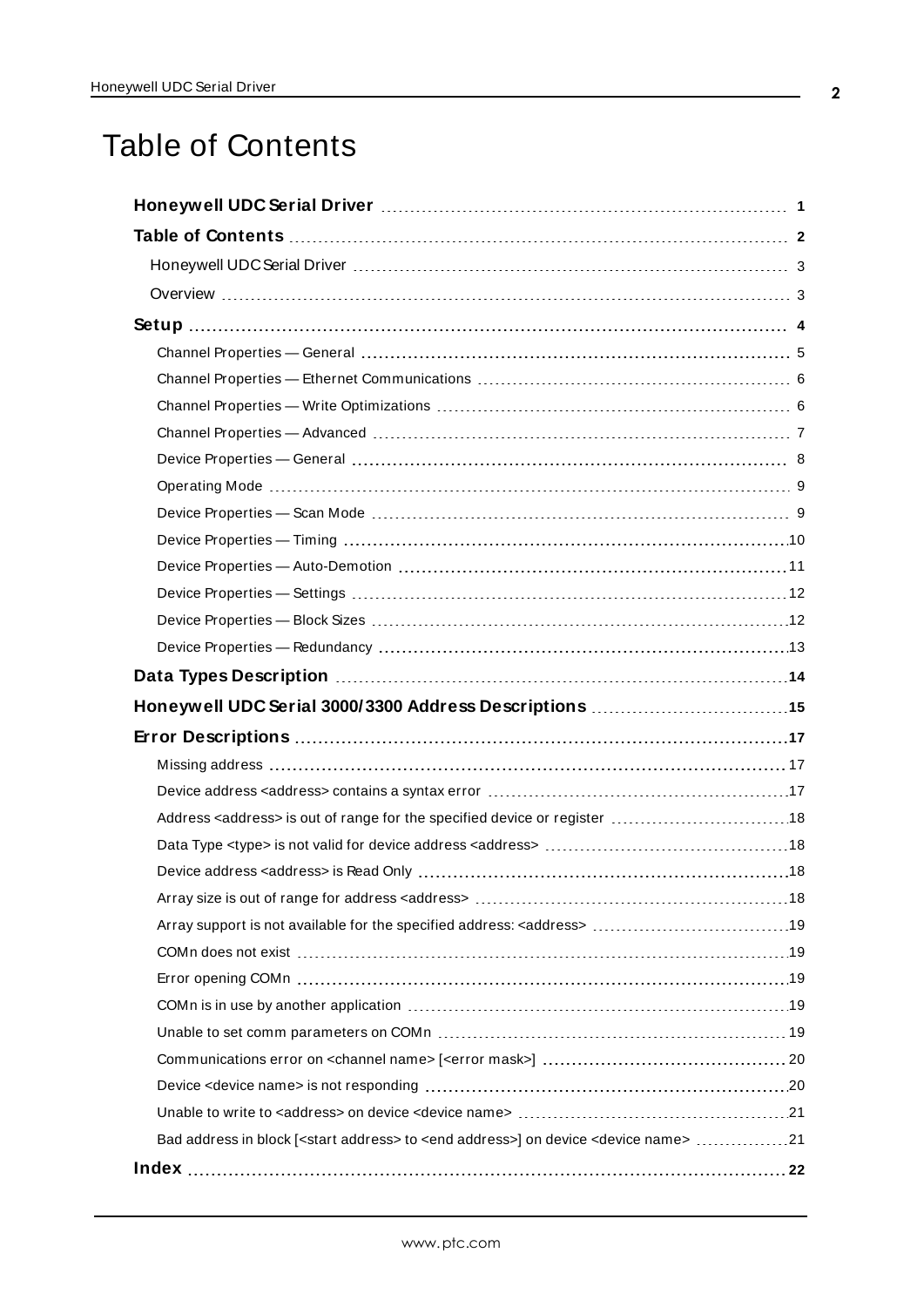# Table of Contents

**Honeywell UDC Serial Driver** 1

**Table of Contents** 2

Honeywell UDC Serial Driver 3

Overview 3

**Setup** 4

Channel Properties — General 5

Channel Properties — Ethernet Communications 6

Channel Properties — Write Optimizations 6

Channel Properties — Advanced 7

Device Properties — General 8

Operating Mode 9

Device Properties — Scan Mode 9

Device Properties — Timing 10

Device Properties — Auto-Demotion 11

Device Properties — Settings 12

Device Properties — Block Sizes 12

Device Properties — Redundancy 13

**Data Types Description** 14

**Honeywell UDC Serial 3000/3300 Address Descriptions** 15

**Error Descriptions** 17

Missing address 17

Device address <address> contains a syntax error 17

Address <address> is out of range for the specified device or register 18

Data Type <type> is not valid for device address <address> 18

Device address <address> is Read Only 18

Array size is out of range for address <address> 18

Array support is not available for the specified address: <address> 19

COMn does not exist 19

Error opening COMn 19

COMn is in use by another application 19

Unable to set comm parameters on COMn 19

Communications error on <channel name> [<error mask>] 20

Device <device name> is not responding 20

Unable to write to <address> on device <device name> 21

Bad address in block [<start address> to <end address>] on device <device name> 21

**Index** 22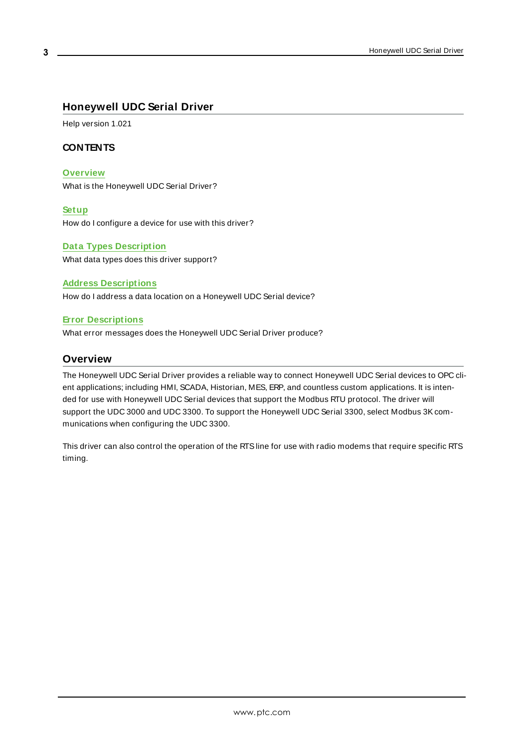# Honeywell UDC Serial Driver

Help version 1.021

### CONTENTS

**Overview**
What is the Honeywell UDC Serial Driver?

**Setup**
How do I configure a device for use with this driver?

**Data Types Description**
What data types does this driver support?

**Address Descriptions**
How do I address a data location on a Honeywell UDC Serial device?

**Error Descriptions**
What error messages does the Honeywell UDC Serial Driver produce?

## Overview

The Honeywell UDC Serial Driver provides a reliable way to connect Honeywell UDC Serial devices to OPC client applications; including HMI, SCADA, Historian, MES, ERP, and countless custom applications. It is intended for use with Honeywell UDC Serial devices that support the Modbus RTU protocol. The driver will support the UDC 3000 and UDC 3300. To support the Honeywell UDC Serial 3300, select Modbus 3K communications when configuring the UDC 3300.

This driver can also control the operation of the RTS line for use with radio modems that require specific RTS timing.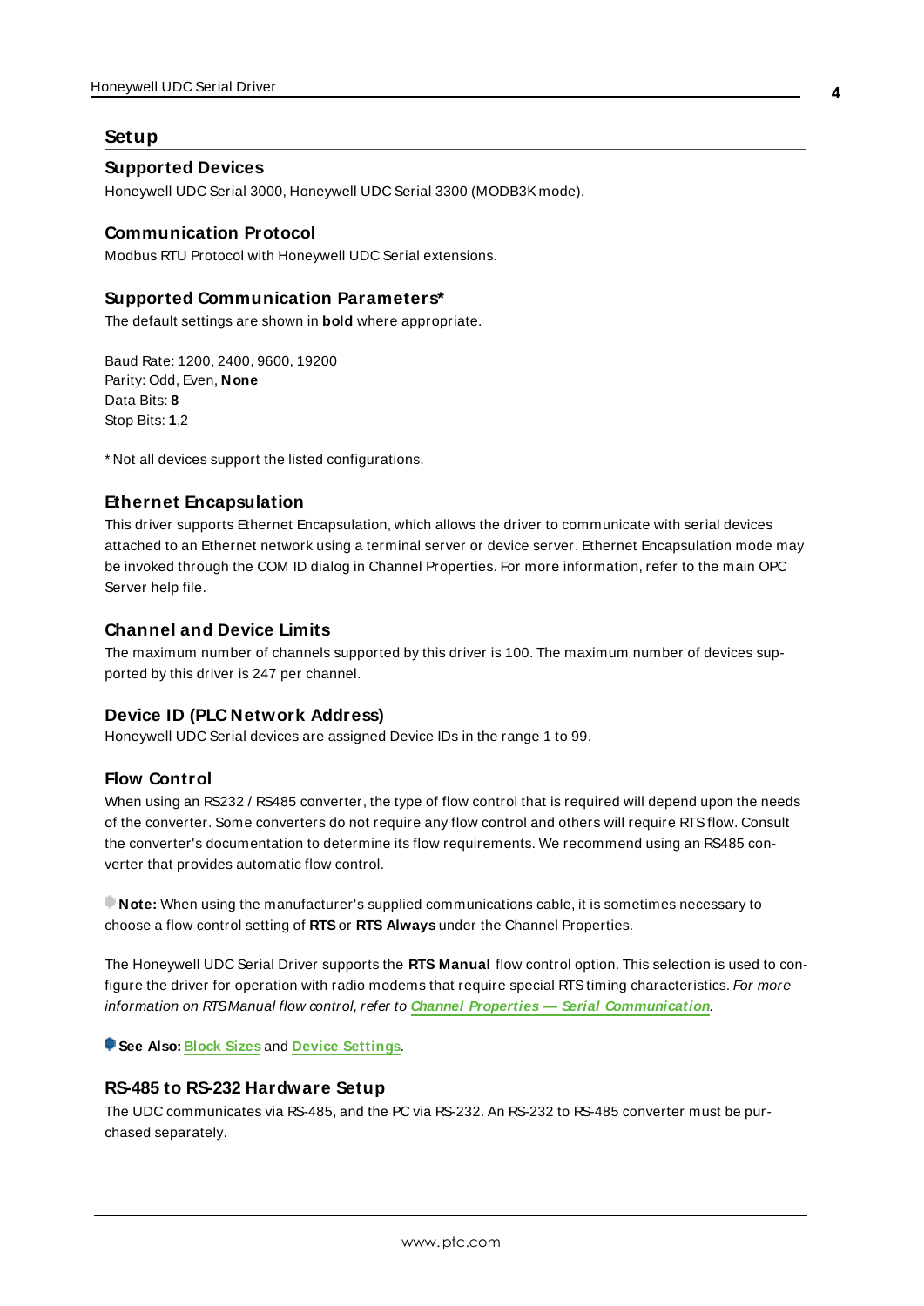# Setup

## Supported Devices

Honeywell UDC Serial 3000, Honeywell UDC Serial 3300 (MODB3K mode).

## Communication Protocol

Modbus RTU Protocol with Honeywell UDC Serial extensions.

## Supported Communication Parameters*

The default settings are shown in **bold** where appropriate.

Baud Rate: 1200, 2400, 9600, 19200
Parity: Odd, Even, **None**
Data Bits: **8**
Stop Bits: **1**,2

* Not all devices support the listed configurations.

## Ethernet Encapsulation

This driver supports Ethernet Encapsulation, which allows the driver to communicate with serial devices attached to an Ethernet network using a terminal server or device server. Ethernet Encapsulation mode may be invoked through the COM ID dialog in Channel Properties. For more information, refer to the main OPC Server help file.

## Channel and Device Limits

The maximum number of channels supported by this driver is 100. The maximum number of devices supported by this driver is 247 per channel.

## Device ID (PLC Network Address)

Honeywell UDC Serial devices are assigned Device IDs in the range 1 to 99.

## Flow Control

When using an RS232 / RS485 converter, the type of flow control that is required will depend upon the needs of the converter. Some converters do not require any flow control and others will require RTS flow. Consult the converter's documentation to determine its flow requirements. We recommend using an RS485 converter that provides automatic flow control.

**Note:** When using the manufacturer's supplied communications cable, it is sometimes necessary to choose a flow control setting of **RTS** or **RTS Always** under the Channel Properties.

The Honeywell UDC Serial Driver supports the **RTS Manual** flow control option. This selection is used to configure the driver for operation with radio modems that require special RTS timing characteristics. *For more information on RTS Manual flow control, refer to* ***Channel Properties — Serial Communication****.*

**See Also:** **Block Sizes** and **Device Settings**.

## RS-485 to RS-232 Hardware Setup

The UDC communicates via RS-485, and the PC via RS-232. An RS-232 to RS-485 converter must be purchased separately.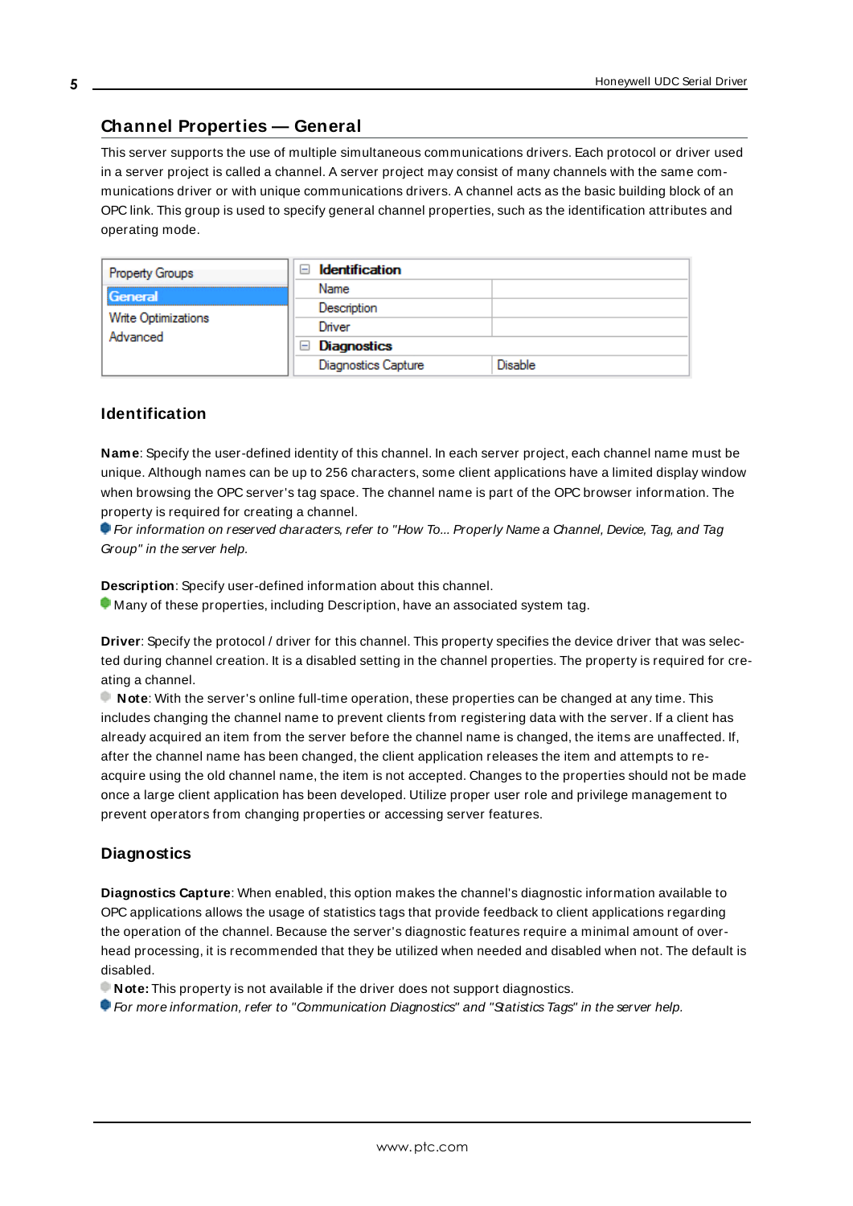## Channel Properties — General

This server supports the use of multiple simultaneous communications drivers. Each protocol or driver used in a server project is called a channel. A server project may consist of many channels with the same communications driver or with unique communications drivers. A channel acts as the basic building block of an OPC link. This group is used to specify general channel properties, such as the identification attributes and operating mode.

| Property Groups | Identification | |
|---|---|---|
| General | Name | |
| Write Optimizations | Description | |
| Advanced | Driver | |
| | Diagnostics | |
| | Diagnostics Capture | Disable |

### Identification

**Name**: Specify the user-defined identity of this channel. In each server project, each channel name must be unique. Although names can be up to 256 characters, some client applications have a limited display window when browsing the OPC server's tag space. The channel name is part of the OPC browser information. The property is required for creating a channel.

*For information on reserved characters, refer to "How To... Properly Name a Channel, Device, Tag, and Tag Group" in the server help.*

**Description**: Specify user-defined information about this channel.

Many of these properties, including Description, have an associated system tag.

**Driver**: Specify the protocol / driver for this channel. This property specifies the device driver that was selected during channel creation. It is a disabled setting in the channel properties. The property is required for creating a channel.

**Note**: With the server's online full-time operation, these properties can be changed at any time. This includes changing the channel name to prevent clients from registering data with the server. If a client has already acquired an item from the server before the channel name is changed, the items are unaffected. If, after the channel name has been changed, the client application releases the item and attempts to re-acquire using the old channel name, the item is not accepted. Changes to the properties should not be made once a large client application has been developed. Utilize proper user role and privilege management to prevent operators from changing properties or accessing server features.

### Diagnostics

**Diagnostics Capture**: When enabled, this option makes the channel's diagnostic information available to OPC applications allows the usage of statistics tags that provide feedback to client applications regarding the operation of the channel. Because the server's diagnostic features require a minimal amount of overhead processing, it is recommended that they be utilized when needed and disabled when not. The default is disabled.

**Note:** This property is not available if the driver does not support diagnostics.

*For more information, refer to "Communication Diagnostics" and "Statistics Tags" in the server help.*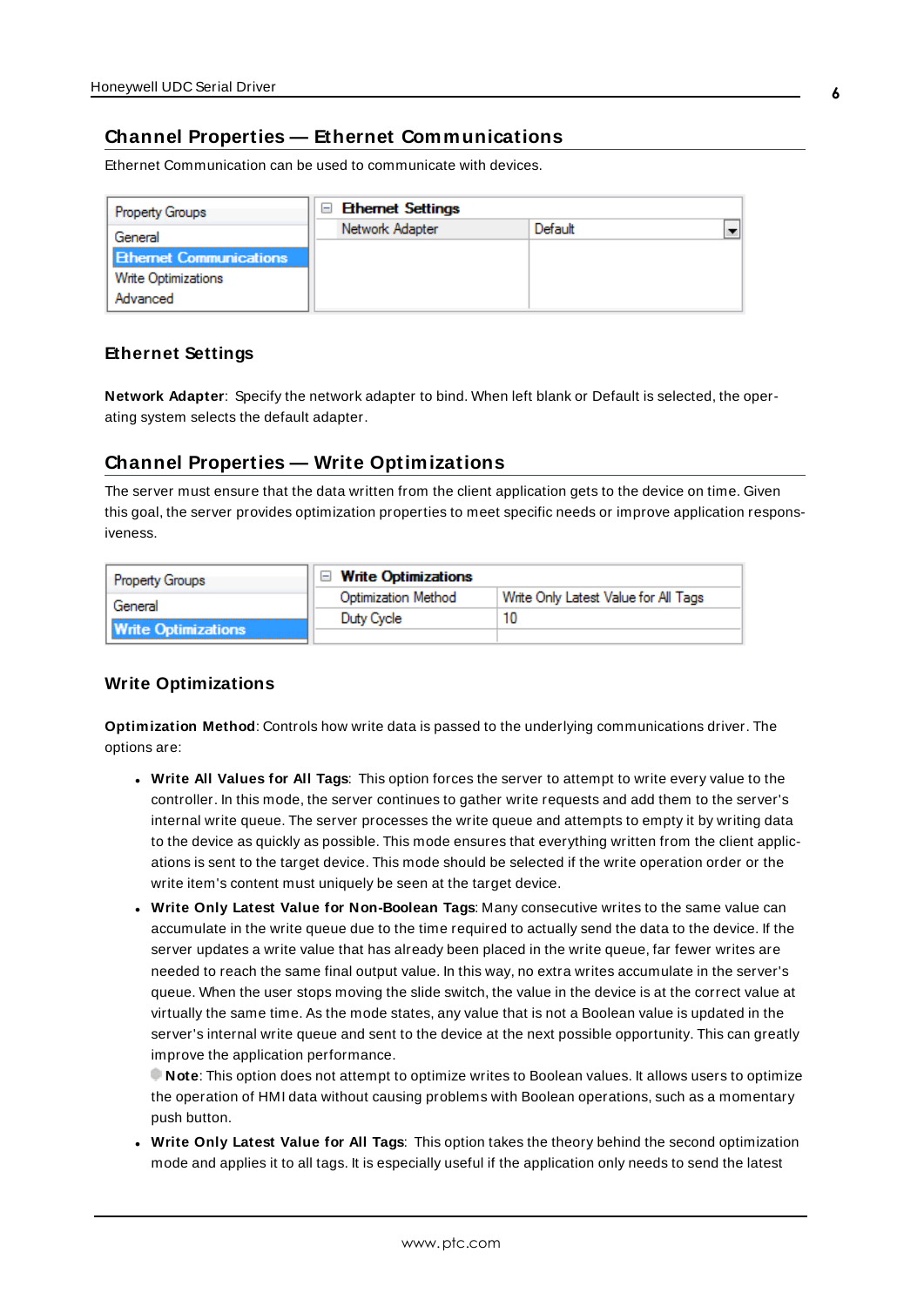## Channel Properties — Ethernet Communications

Ethernet Communication can be used to communicate with devices.

| Property Groups | Ethernet Settings | |
|---|---|---|
| General | Network Adapter | Default |
| Ethernet Communications | | |
| Write Optimizations | | |
| Advanced | | |

### Ethernet Settings

**Network Adapter**: Specify the network adapter to bind. When left blank or Default is selected, the operating system selects the default adapter.

## Channel Properties — Write Optimizations

The server must ensure that the data written from the client application gets to the device on time. Given this goal, the server provides optimization properties to meet specific needs or improve application responsiveness.

| Property Groups | Write Optimizations | |
|---|---|---|
| General | Optimization Method | Write Only Latest Value for All Tags |
| Write Optimizations | Duty Cycle | 10 |

### Write Optimizations

**Optimization Method**: Controls how write data is passed to the underlying communications driver. The options are:

- **Write All Values for All Tags**: This option forces the server to attempt to write every value to the controller. In this mode, the server continues to gather write requests and add them to the server's internal write queue. The server processes the write queue and attempts to empty it by writing data to the device as quickly as possible. This mode ensures that everything written from the client applications is sent to the target device. This mode should be selected if the write operation order or the write item's content must uniquely be seen at the target device.
- **Write Only Latest Value for Non-Boolean Tags**: Many consecutive writes to the same value can accumulate in the write queue due to the time required to actually send the data to the device. If the server updates a write value that has already been placed in the write queue, far fewer writes are needed to reach the same final output value. In this way, no extra writes accumulate in the server's queue. When the user stops moving the slide switch, the value in the device is at the correct value at virtually the same time. As the mode states, any value that is not a Boolean value is updated in the server's internal write queue and sent to the device at the next possible opportunity. This can greatly improve the application performance.

  **Note**: This option does not attempt to optimize writes to Boolean values. It allows users to optimize the operation of HMI data without causing problems with Boolean operations, such as a momentary push button.
- **Write Only Latest Value for All Tags**: This option takes the theory behind the second optimization mode and applies it to all tags. It is especially useful if the application only needs to send the latest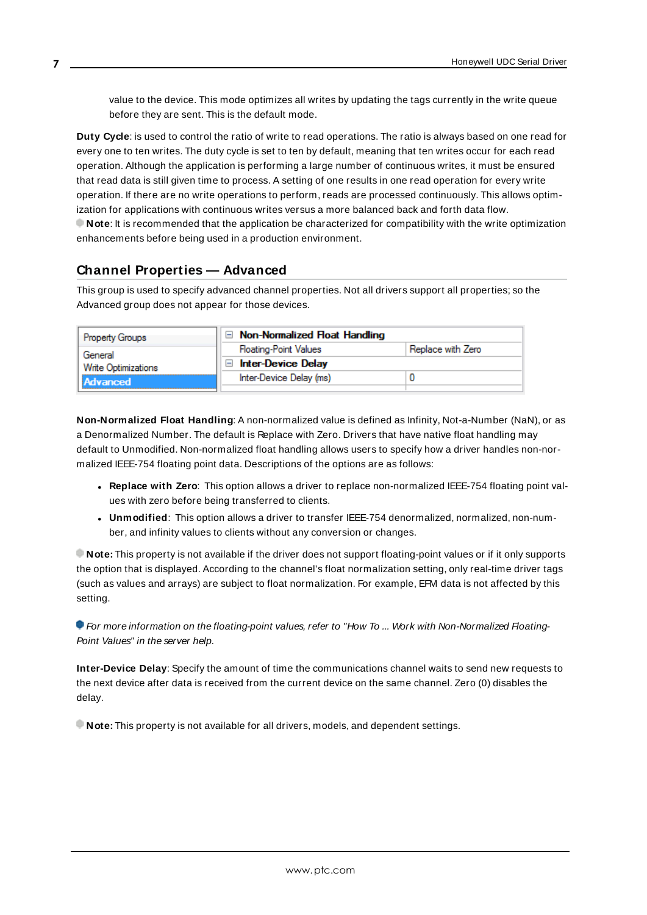value to the device. This mode optimizes all writes by updating the tags currently in the write queue before they are sent. This is the default mode.

**Duty Cycle**: is used to control the ratio of write to read operations. The ratio is always based on one read for every one to ten writes. The duty cycle is set to ten by default, meaning that ten writes occur for each read operation. Although the application is performing a large number of continuous writes, it must be ensured that read data is still given time to process. A setting of one results in one read operation for every write operation. If there are no write operations to perform, reads are processed continuously. This allows optimization for applications with continuous writes versus a more balanced back and forth data flow.

**Note**: It is recommended that the application be characterized for compatibility with the write optimization enhancements before being used in a production environment.

## Channel Properties — Advanced

This group is used to specify advanced channel properties. Not all drivers support all properties; so the Advanced group does not appear for those devices.

| Property Groups | Non-Normalized Float Handling | |
|---|---|---|
| General | Floating-Point Values | Replace with Zero |
| Write Optimizations | **Inter-Device Delay** | |
| **Advanced** | Inter-Device Delay (ms) | 0 |

**Non-Normalized Float Handling**: A non-normalized value is defined as Infinity, Not-a-Number (NaN), or as a Denormalized Number. The default is Replace with Zero. Drivers that have native float handling may default to Unmodified. Non-normalized float handling allows users to specify how a driver handles non-normalized IEEE-754 floating point data. Descriptions of the options are as follows:

- **Replace with Zero**: This option allows a driver to replace non-normalized IEEE-754 floating point values with zero before being transferred to clients.
- **Unmodified**: This option allows a driver to transfer IEEE-754 denormalized, normalized, non-number, and infinity values to clients without any conversion or changes.

**Note:** This property is not available if the driver does not support floating-point values or if it only supports the option that is displayed. According to the channel's float normalization setting, only real-time driver tags (such as values and arrays) are subject to float normalization. For example, EFM data is not affected by this setting.

*For more information on the floating-point values, refer to "How To ... Work with Non-Normalized Floating-Point Values" in the server help.*

**Inter-Device Delay**: Specify the amount of time the communications channel waits to send new requests to the next device after data is received from the current device on the same channel. Zero (0) disables the delay.

**Note:** This property is not available for all drivers, models, and dependent settings.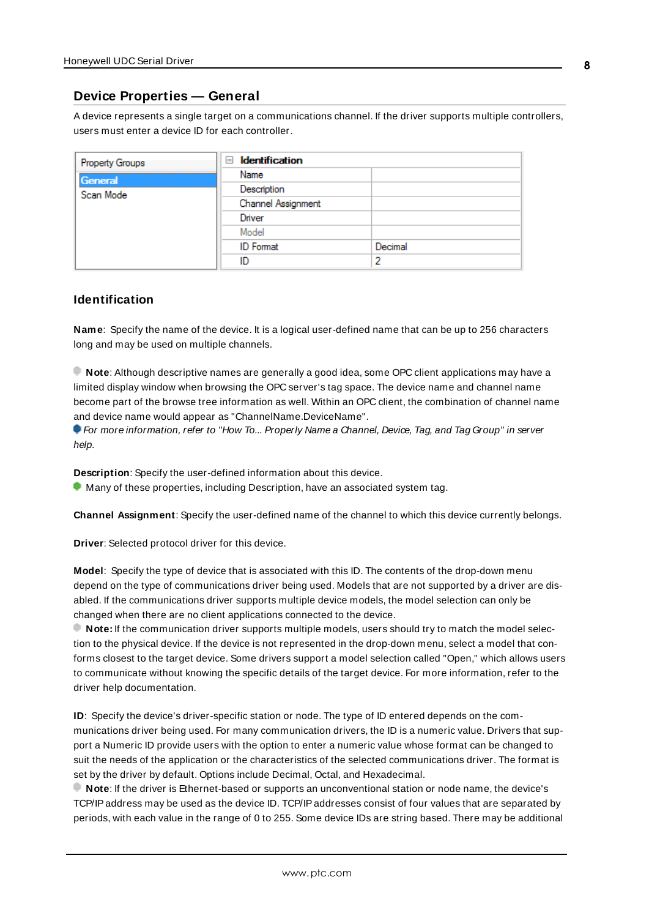## Device Properties — General

A device represents a single target on a communications channel. If the driver supports multiple controllers, users must enter a device ID for each controller.

| Property Groups | Identification | |
|---|---|---|
| **General** | Name | |
| Scan Mode | Description | |
| | Channel Assignment | |
| | Driver | |
| | Model | |
| | ID Format | Decimal |
| | ID | 2 |

### Identification

**Name**: Specify the name of the device. It is a logical user-defined name that can be up to 256 characters long and may be used on multiple channels.

**Note**: Although descriptive names are generally a good idea, some OPC client applications may have a limited display window when browsing the OPC server's tag space. The device name and channel name become part of the browse tree information as well. Within an OPC client, the combination of channel name and device name would appear as "ChannelName.DeviceName".

*For more information, refer to "How To... Properly Name a Channel, Device, Tag, and Tag Group" in server help.*

**Description**: Specify the user-defined information about this device.

Many of these properties, including Description, have an associated system tag.

**Channel Assignment**: Specify the user-defined name of the channel to which this device currently belongs.

**Driver**: Selected protocol driver for this device.

**Model**: Specify the type of device that is associated with this ID. The contents of the drop-down menu depend on the type of communications driver being used. Models that are not supported by a driver are disabled. If the communications driver supports multiple device models, the model selection can only be changed when there are no client applications connected to the device.

**Note:** If the communication driver supports multiple models, users should try to match the model selection to the physical device. If the device is not represented in the drop-down menu, select a model that conforms closest to the target device. Some drivers support a model selection called "Open," which allows users to communicate without knowing the specific details of the target device. For more information, refer to the driver help documentation.

**ID**: Specify the device's driver-specific station or node. The type of ID entered depends on the communications driver being used. For many communication drivers, the ID is a numeric value. Drivers that support a Numeric ID provide users with the option to enter a numeric value whose format can be changed to suit the needs of the application or the characteristics of the selected communications driver. The format is set by the driver by default. Options include Decimal, Octal, and Hexadecimal.

**Note**: If the driver is Ethernet-based or supports an unconventional station or node name, the device's TCP/IP address may be used as the device ID. TCP/IP addresses consist of four values that are separated by periods, with each value in the range of 0 to 255. Some device IDs are string based. There may be additional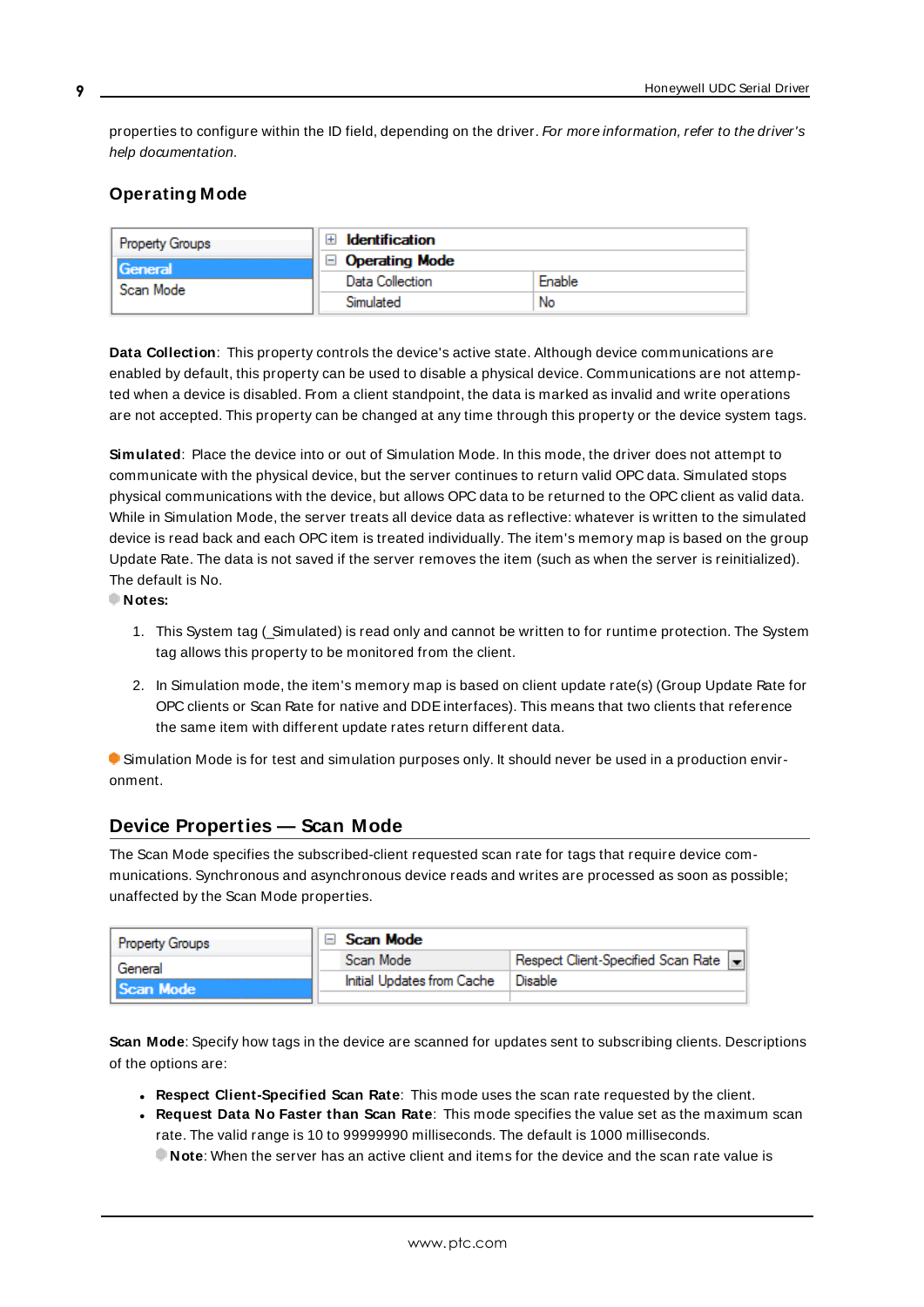properties to configure within the ID field, depending on the driver. *For more information, refer to the driver's help documentation.*

### Operating Mode

| Property Groups | | |
|---|---|---|
| General | **Identification** | |
| Scan Mode | **Operating Mode** | |
| | Data Collection | Enable |
| | Simulated | No |

**Data Collection**: This property controls the device's active state. Although device communications are enabled by default, this property can be used to disable a physical device. Communications are not attempted when a device is disabled. From a client standpoint, the data is marked as invalid and write operations are not accepted. This property can be changed at any time through this property or the device system tags.

**Simulated**: Place the device into or out of Simulation Mode. In this mode, the driver does not attempt to communicate with the physical device, but the server continues to return valid OPC data. Simulated stops physical communications with the device, but allows OPC data to be returned to the OPC client as valid data. While in Simulation Mode, the server treats all device data as reflective: whatever is written to the simulated device is read back and each OPC item is treated individually. The item's memory map is based on the group Update Rate. The data is not saved if the server removes the item (such as when the server is reinitialized). The default is No.

**Notes:**

1. This System tag (_Simulated) is read only and cannot be written to for runtime protection. The System tag allows this property to be monitored from the client.
2. In Simulation mode, the item's memory map is based on client update rate(s) (Group Update Rate for OPC clients or Scan Rate for native and DDE interfaces). This means that two clients that reference the same item with different update rates return different data.

Simulation Mode is for test and simulation purposes only. It should never be used in a production environment.

## Device Properties — Scan Mode

The Scan Mode specifies the subscribed-client requested scan rate for tags that require device communications. Synchronous and asynchronous device reads and writes are processed as soon as possible; unaffected by the Scan Mode properties.

| Property Groups | | |
|---|---|---|
| General | **Scan Mode** | |
| Scan Mode | Scan Mode | Respect Client-Specified Scan Rate |
| | Initial Updates from Cache | Disable |

**Scan Mode**: Specify how tags in the device are scanned for updates sent to subscribing clients. Descriptions of the options are:

- **Respect Client-Specified Scan Rate**: This mode uses the scan rate requested by the client.
- **Request Data No Faster than Scan Rate**: This mode specifies the value set as the maximum scan rate. The valid range is 10 to 99999990 milliseconds. The default is 1000 milliseconds.
  **Note**: When the server has an active client and items for the device and the scan rate value is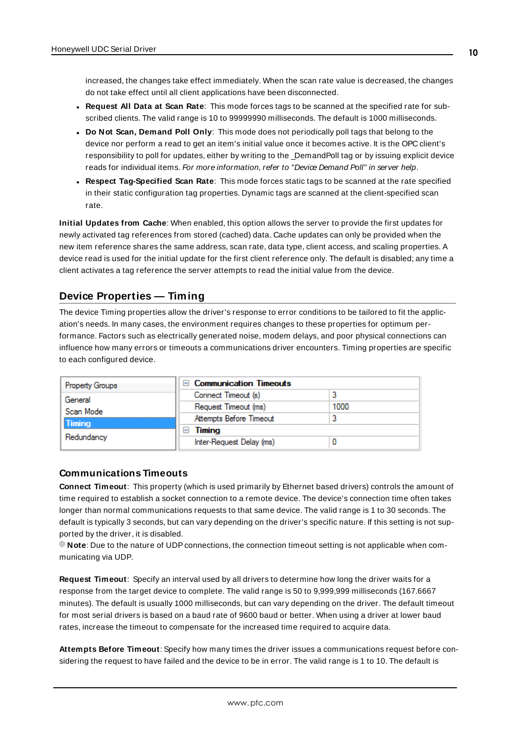increased, the changes take effect immediately. When the scan rate value is decreased, the changes do not take effect until all client applications have been disconnected.

- **Request All Data at Scan Rate**: This mode forces tags to be scanned at the specified rate for subscribed clients. The valid range is 10 to 99999990 milliseconds. The default is 1000 milliseconds.
- **Do Not Scan, Demand Poll Only**: This mode does not periodically poll tags that belong to the device nor perform a read to get an item's initial value once it becomes active. It is the OPC client's responsibility to poll for updates, either by writing to the _DemandPoll tag or by issuing explicit device reads for individual items. *For more information, refer to "Device Demand Poll" in server help*.
- **Respect Tag-Specified Scan Rate**: This mode forces static tags to be scanned at the rate specified in their static configuration tag properties. Dynamic tags are scanned at the client-specified scan rate.

**Initial Updates from Cache**: When enabled, this option allows the server to provide the first updates for newly activated tag references from stored (cached) data. Cache updates can only be provided when the new item reference shares the same address, scan rate, data type, client access, and scaling properties. A device read is used for the initial update for the first client reference only. The default is disabled; any time a client activates a tag reference the server attempts to read the initial value from the device.

## Device Properties — Timing

The device Timing properties allow the driver's response to error conditions to be tailored to fit the application's needs. In many cases, the environment requires changes to these properties for optimum performance. Factors such as electrically generated noise, modem delays, and poor physical connections can influence how many errors or timeouts a communications driver encounters. Timing properties are specific to each configured device.

| Property Groups | | |
|---|---|---|
| General | **Communication Timeouts** | |
| Scan Mode | Connect Timeout (s) | 3 |
| **Timing** | Request Timeout (ms) | 1000 |
| Redundancy | Attempts Before Timeout | 3 |
| | **Timing** | |
| | Inter-Request Delay (ms) | 0 |

### Communications Timeouts

**Connect Timeout**: This property (which is used primarily by Ethernet based drivers) controls the amount of time required to establish a socket connection to a remote device. The device's connection time often takes longer than normal communications requests to that same device. The valid range is 1 to 30 seconds. The default is typically 3 seconds, but can vary depending on the driver's specific nature. If this setting is not supported by the driver, it is disabled.

**Note**: Due to the nature of UDP connections, the connection timeout setting is not applicable when communicating via UDP.

**Request Timeout**: Specify an interval used by all drivers to determine how long the driver waits for a response from the target device to complete. The valid range is 50 to 9,999,999 milliseconds (167.6667 minutes). The default is usually 1000 milliseconds, but can vary depending on the driver. The default timeout for most serial drivers is based on a baud rate of 9600 baud or better. When using a driver at lower baud rates, increase the timeout to compensate for the increased time required to acquire data.

**Attempts Before Timeout**: Specify how many times the driver issues a communications request before considering the request to have failed and the device to be in error. The valid range is 1 to 10. The default is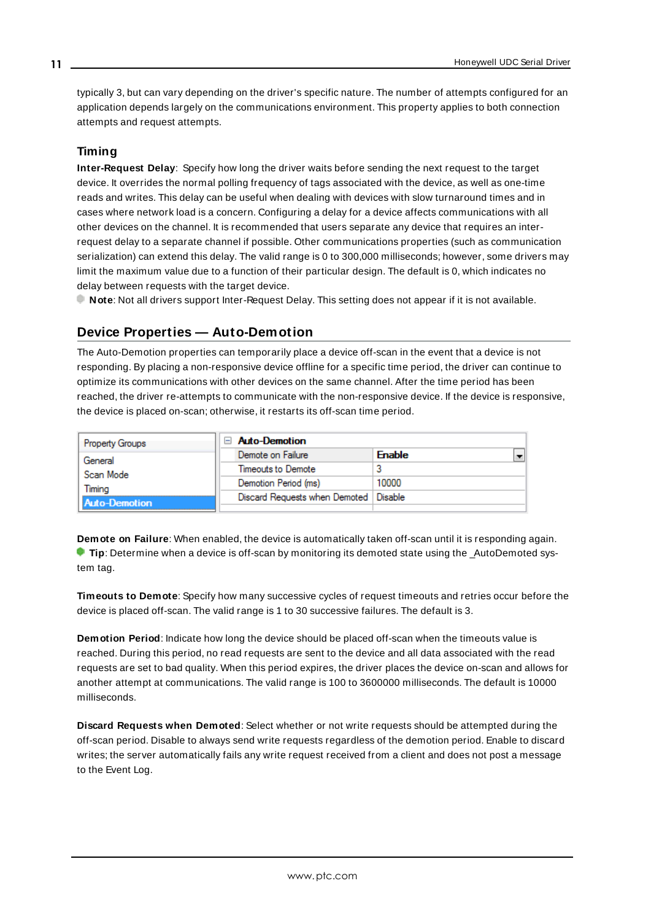typically 3, but can vary depending on the driver's specific nature. The number of attempts configured for an application depends largely on the communications environment. This property applies to both connection attempts and request attempts.

### Timing

**Inter-Request Delay**: Specify how long the driver waits before sending the next request to the target device. It overrides the normal polling frequency of tags associated with the device, as well as one-time reads and writes. This delay can be useful when dealing with devices with slow turnaround times and in cases where network load is a concern. Configuring a delay for a device affects communications with all other devices on the channel. It is recommended that users separate any device that requires an inter-request delay to a separate channel if possible. Other communications properties (such as communication serialization) can extend this delay. The valid range is 0 to 300,000 milliseconds; however, some drivers may limit the maximum value due to a function of their particular design. The default is 0, which indicates no delay between requests with the target device.

**Note**: Not all drivers support Inter-Request Delay. This setting does not appear if it is not available.

## Device Properties — Auto-Demotion

The Auto-Demotion properties can temporarily place a device off-scan in the event that a device is not responding. By placing a non-responsive device offline for a specific time period, the driver can continue to optimize its communications with other devices on the same channel. After the time period has been reached, the driver re-attempts to communicate with the non-responsive device. If the device is responsive, the device is placed on-scan; otherwise, it restarts its off-scan time period.

| Property Groups | Auto-Demotion | |
|---|---|---|
| General | Demote on Failure | Enable |
| Scan Mode | Timeouts to Demote | 3 |
| Timing | Demotion Period (ms) | 10000 |
| Auto-Demotion | Discard Requests when Demoted | Disable |

**Demote on Failure**: When enabled, the device is automatically taken off-scan until it is responding again.

**Tip**: Determine when a device is off-scan by monitoring its demoted state using the _AutoDemoted system tag.

**Timeouts to Demote**: Specify how many successive cycles of request timeouts and retries occur before the device is placed off-scan. The valid range is 1 to 30 successive failures. The default is 3.

**Demotion Period**: Indicate how long the device should be placed off-scan when the timeouts value is reached. During this period, no read requests are sent to the device and all data associated with the read requests are set to bad quality. When this period expires, the driver places the device on-scan and allows for another attempt at communications. The valid range is 100 to 3600000 milliseconds. The default is 10000 milliseconds.

**Discard Requests when Demoted**: Select whether or not write requests should be attempted during the off-scan period. Disable to always send write requests regardless of the demotion period. Enable to discard writes; the server automatically fails any write request received from a client and does not post a message to the Event Log.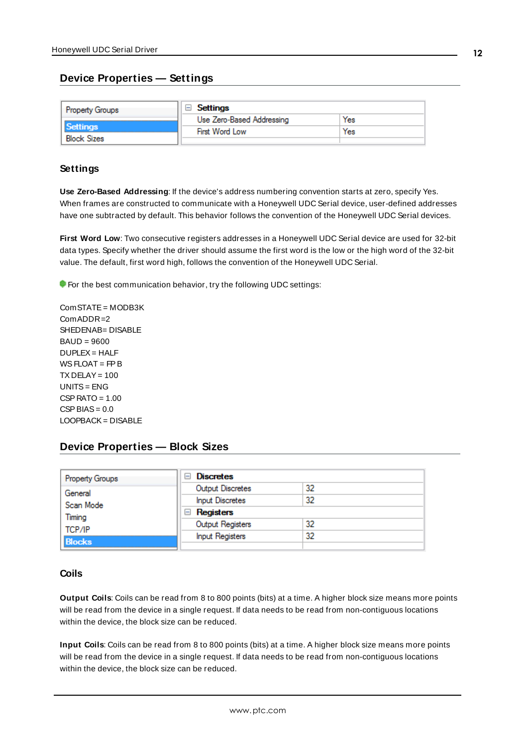## Device Properties — Settings

| Property Groups | Settings | |
|---|---|---|
| **Settings** | Use Zero-Based Addressing | Yes |
| Block Sizes | First Word Low | Yes |

### Settings

**Use Zero-Based Addressing**: If the device's address numbering convention starts at zero, specify Yes. When frames are constructed to communicate with a Honeywell UDC Serial device, user-defined addresses have one subtracted by default. This behavior follows the convention of the Honeywell UDC Serial devices.

**First Word Low**: Two consecutive registers addresses in a Honeywell UDC Serial device are used for 32-bit data types. Specify whether the driver should assume the first word is the low or the high word of the 32-bit value. The default, first word high, follows the convention of the Honeywell UDC Serial.

For the best communication behavior, try the following UDC settings:

ComSTATE = MODB3K
ComADDR=2
SHEDENAB= DISABLE
BAUD = 9600
DUPLEX = HALF
WS FLOAT = FP B
TX DELAY = 100
UNITS = ENG
CSP RATO = 1.00
CSP BIAS = 0.0
LOOPBACK = DISABLE

## Device Properties — Block Sizes

| Property Groups | Discretes | |
|---|---|---|
| General | Output Discretes | 32 |
| Scan Mode | Input Discretes | 32 |
| Timing | **Registers** | |
| TCP/IP | Output Registers | 32 |
| **Blocks** | Input Registers | 32 |

### Coils

**Output Coils**: Coils can be read from 8 to 800 points (bits) at a time. A higher block size means more points will be read from the device in a single request. If data needs to be read from non-contiguous locations within the device, the block size can be reduced.

**Input Coils**: Coils can be read from 8 to 800 points (bits) at a time. A higher block size means more points will be read from the device in a single request. If data needs to be read from non-contiguous locations within the device, the block size can be reduced.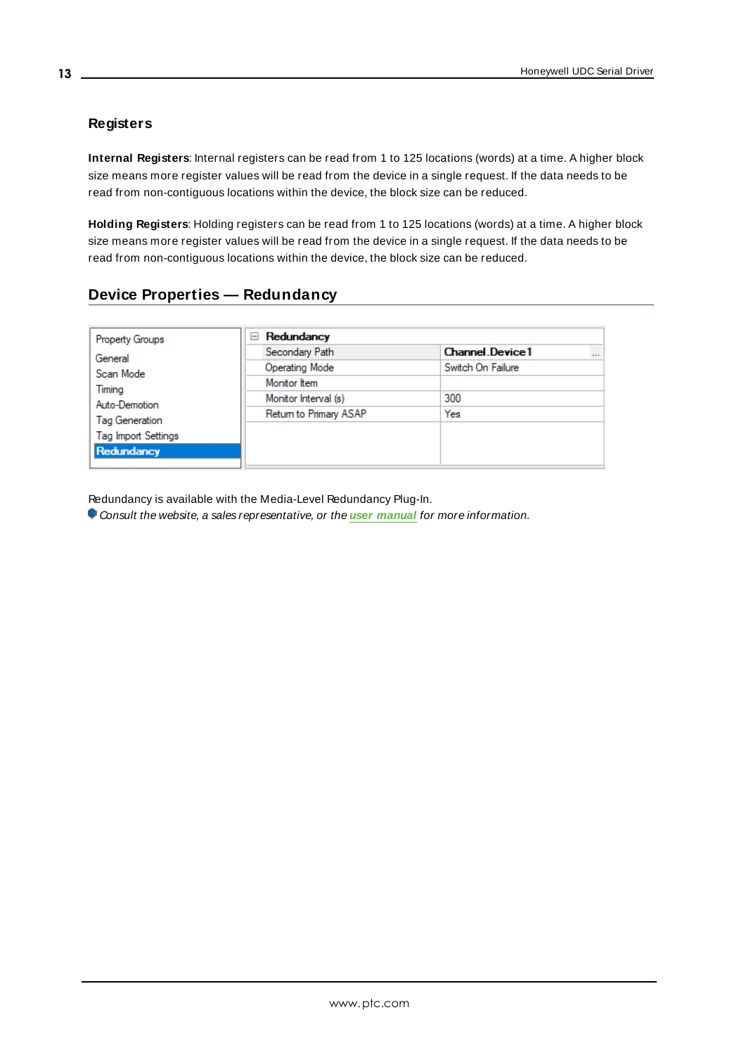### Registers

**Internal Registers**: Internal registers can be read from 1 to 125 locations (words) at a time. A higher block size means more register values will be read from the device in a single request. If the data needs to be read from non-contiguous locations within the device, the block size can be reduced.

**Holding Registers**: Holding registers can be read from 1 to 125 locations (words) at a time. A higher block size means more register values will be read from the device in a single request. If the data needs to be read from non-contiguous locations within the device, the block size can be reduced.

## Device Properties — Redundancy

| Property Groups | Redundancy | |
|---|---|---|
| General | Secondary Path | Channel.Device1 |
| Scan Mode | Operating Mode | Switch On Failure |
| Timing | Monitor Item | |
| Auto-Demotion | Monitor Interval (s) | 300 |
| Tag Generation | Return to Primary ASAP | Yes |
| Tag Import Settings | | |
| **Redundancy** | | |

Redundancy is available with the Media-Level Redundancy Plug-In.

*Consult the website, a sales representative, or the* ***user manual*** *for more information.*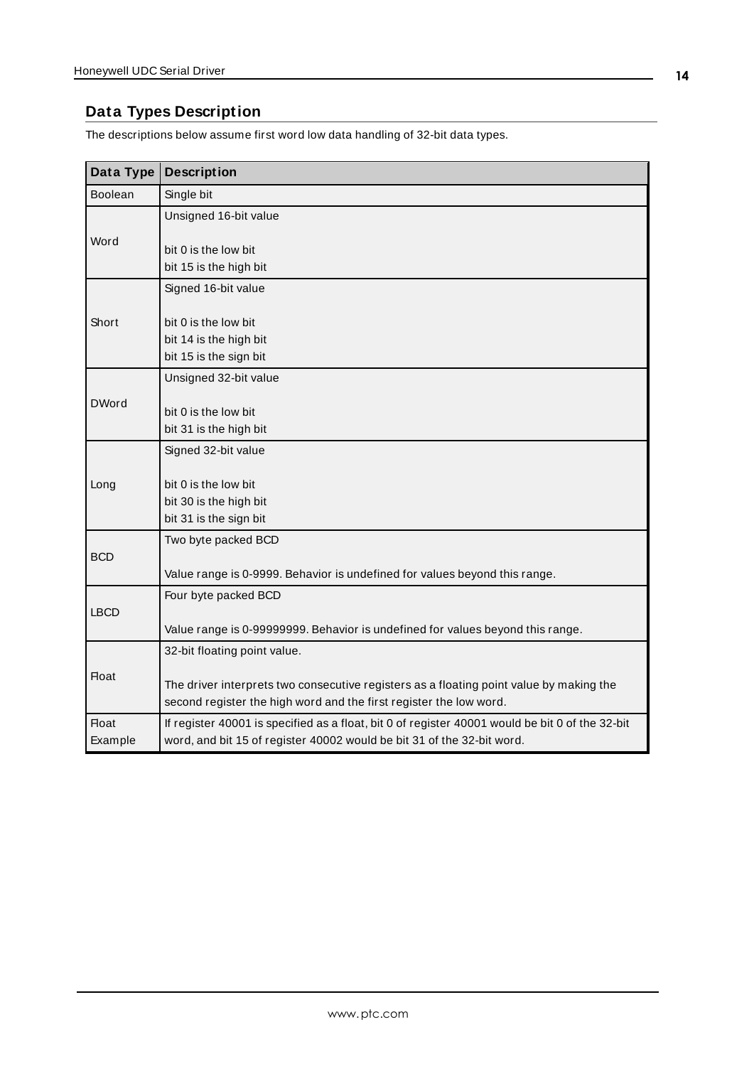## Data Types Description

The descriptions below assume first word low data handling of 32-bit data types.

| Data Type | Description |
|---|---|
| Boolean | Single bit |
| Word | Unsigned 16-bit value<br><br>bit 0 is the low bit<br>bit 15 is the high bit |
| Short | Signed 16-bit value<br><br>bit 0 is the low bit<br>bit 14 is the high bit<br>bit 15 is the sign bit |
| DWord | Unsigned 32-bit value<br><br>bit 0 is the low bit<br>bit 31 is the high bit |
| Long | Signed 32-bit value<br><br>bit 0 is the low bit<br>bit 30 is the high bit<br>bit 31 is the sign bit |
| BCD | Two byte packed BCD<br><br>Value range is 0-9999. Behavior is undefined for values beyond this range. |
| LBCD | Four byte packed BCD<br><br>Value range is 0-99999999. Behavior is undefined for values beyond this range. |
| Float | 32-bit floating point value.<br><br>The driver interprets two consecutive registers as a floating point value by making the second register the high word and the first register the low word. |
| Float Example | If register 40001 is specified as a float, bit 0 of register 40001 would be bit 0 of the 32-bit word, and bit 15 of register 40002 would be bit 31 of the 32-bit word. |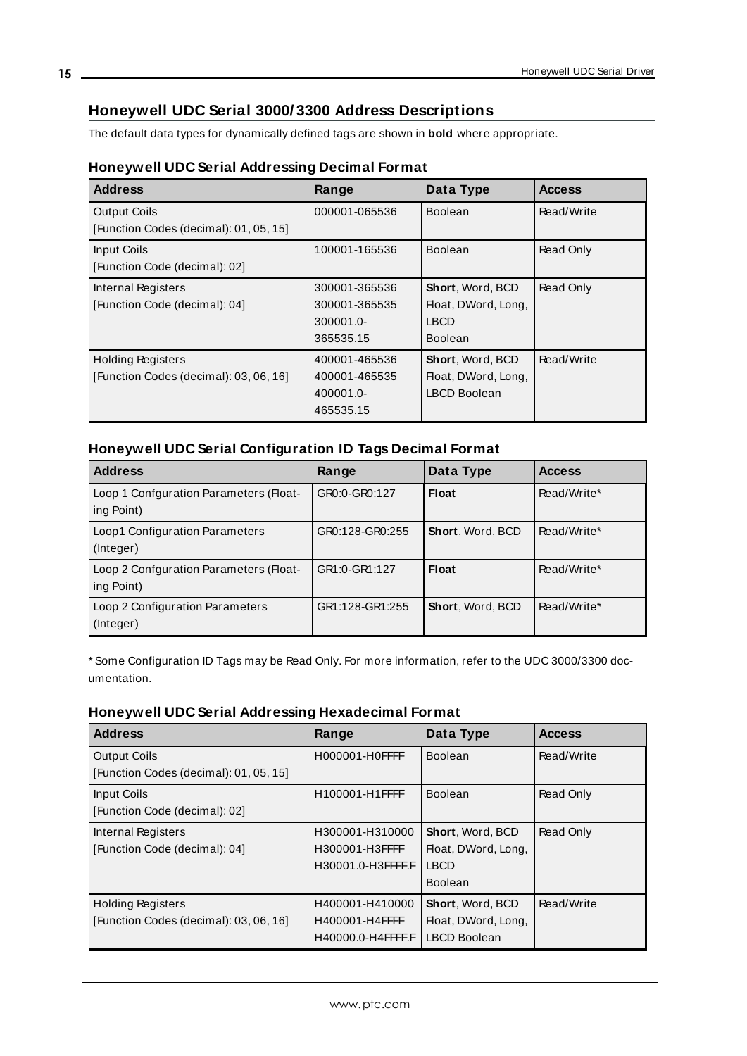## Honeywell UDC Serial 3000/3300 Address Descriptions

The default data types for dynamically defined tags are shown in **bold** where appropriate.

### Honeywell UDC Serial Addressing Decimal Format

| Address | Range | Data Type | Access |
|---|---|---|---|
| Output Coils<br>[Function Codes (decimal): 01, 05, 15] | 000001-065536 | Boolean | Read/Write |
| Input Coils<br>[Function Code (decimal): 02] | 100001-165536 | Boolean | Read Only |
| Internal Registers<br>[Function Code (decimal): 04] | 300001-365536<br>300001-365535<br>300001.0-<br>365535.15 | **Short**, Word, BCD<br>Float, DWord, Long, LBCD<br>Boolean | Read Only |
| Holding Registers<br>[Function Codes (decimal): 03, 06, 16] | 400001-465536<br>400001-465535<br>400001.0-<br>465535.15 | **Short**, Word, BCD<br>Float, DWord, Long, LBCD Boolean | Read/Write |

### Honeywell UDC Serial Configuration ID Tags Decimal Format

| Address | Range | Data Type | Access |
|---|---|---|---|
| Loop 1 Confguration Parameters (Floating Point) | GR0:0-GR0:127 | **Float** | Read/Write* |
| Loop1 Configuration Parameters (Integer) | GR0:128-GR0:255 | **Short**, Word, BCD | Read/Write* |
| Loop 2 Confguration Parameters (Floating Point) | GR1:0-GR1:127 | **Float** | Read/Write* |
| Loop 2 Configuration Parameters (Integer) | GR1:128-GR1:255 | **Short**, Word, BCD | Read/Write* |

* Some Configuration ID Tags may be Read Only. For more information, refer to the UDC 3000/3300 documentation.

### Honeywell UDC Serial Addressing Hexadecimal Format

| Address | Range | Data Type | Access |
|---|---|---|---|
| Output Coils<br>[Function Codes (decimal): 01, 05, 15] | H000001-H0FFFF | Boolean | Read/Write |
| Input Coils<br>[Function Code (decimal): 02] | H100001-H1FFFF | Boolean | Read Only |
| Internal Registers<br>[Function Code (decimal): 04] | H300001-H310000<br>H300001-H3FFFF<br>H30001.0-H3FFFF.F | **Short**, Word, BCD<br>Float, DWord, Long, LBCD<br>Boolean | Read Only |
| Holding Registers<br>[Function Codes (decimal): 03, 06, 16] | H400001-H410000<br>H400001-H4FFFF<br>H40000.0-H4FFFF.F | **Short**, Word, BCD<br>Float, DWord, Long, LBCD Boolean | Read/Write |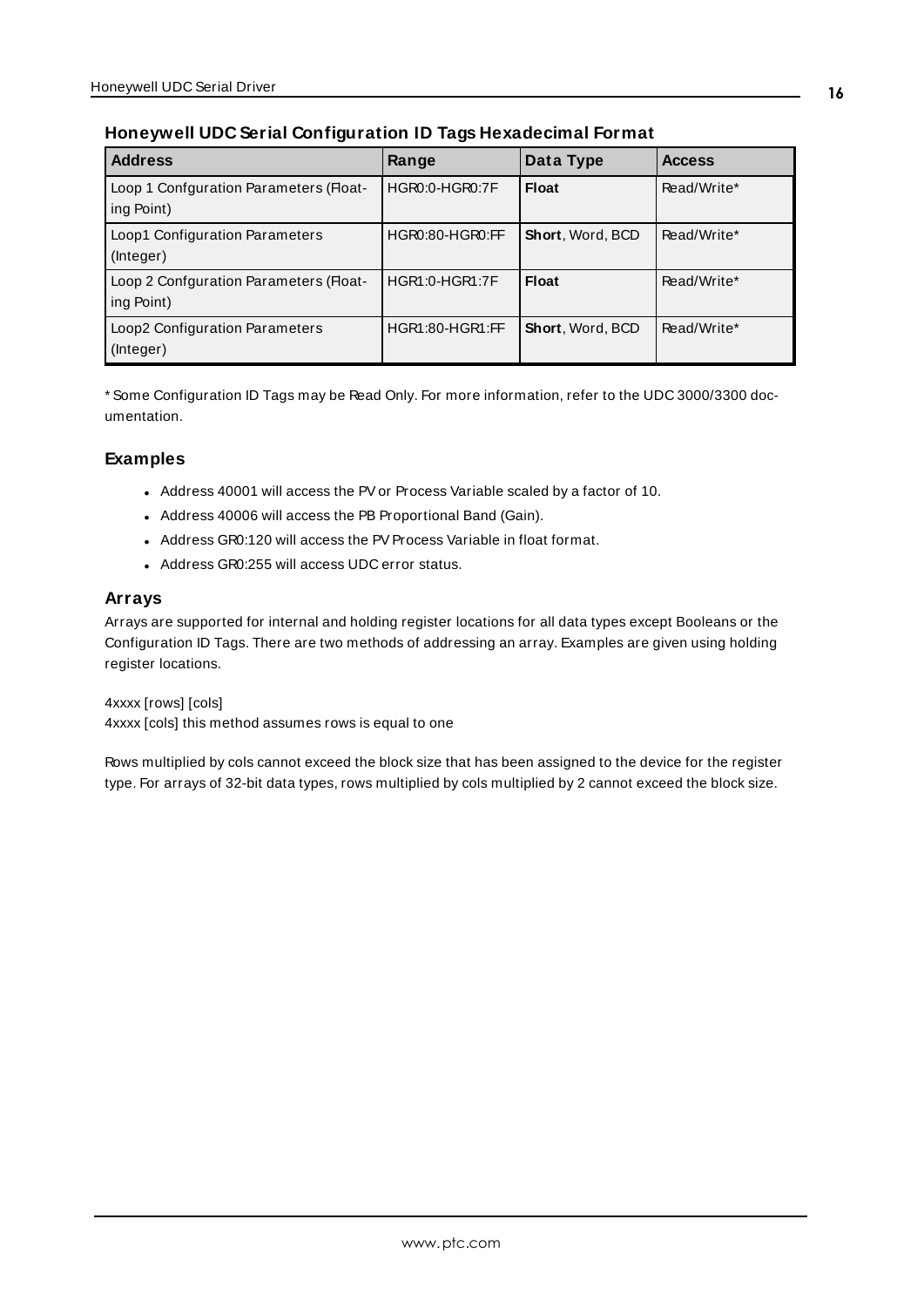### Honeywell UDC Serial Configuration ID Tags Hexadecimal Format

| Address | Range | Data Type | Access |
|---|---|---|---|
| Loop 1 Confguration Parameters (Floating Point) | HGR0:0-HGR0:7F | **Float** | Read/Write* |
| Loop1 Configuration Parameters (Integer) | HGR0:80-HGR0:FF | **Short**, Word, BCD | Read/Write* |
| Loop 2 Confguration Parameters (Floating Point) | HGR1:0-HGR1:7F | **Float** | Read/Write* |
| Loop2 Configuration Parameters (Integer) | HGR1:80-HGR1:FF | **Short**, Word, BCD | Read/Write* |

* Some Configuration ID Tags may be Read Only. For more information, refer to the UDC 3000/3300 documentation.

### Examples

- Address 40001 will access the PV or Process Variable scaled by a factor of 10.
- Address 40006 will access the PB Proportional Band (Gain).
- Address GR0:120 will access the PV Process Variable in float format.
- Address GR0:255 will access UDC error status.

### Arrays

Arrays are supported for internal and holding register locations for all data types except Booleans or the Configuration ID Tags. There are two methods of addressing an array. Examples are given using holding register locations.

4xxxx [rows] [cols]
4xxxx [cols] this method assumes rows is equal to one

Rows multiplied by cols cannot exceed the block size that has been assigned to the device for the register type. For arrays of 32-bit data types, rows multiplied by cols multiplied by 2 cannot exceed the block size.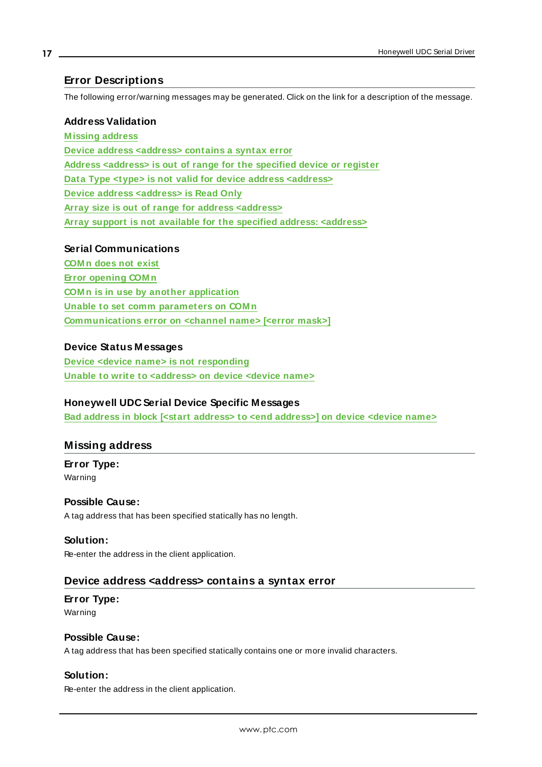## Error Descriptions

The following error/warning messages may be generated. Click on the link for a description of the message.

**Address Validation**

Missing address
Device address <address> contains a syntax error
Address <address> is out of range for the specified device or register
Data Type <type> is not valid for device address <address>
Device address <address> is Read Only
Array size is out of range for address <address>
Array support is not available for the specified address: <address>

**Serial Communications**

COMn does not exist
Error opening COMn
COMn is in use by another application
Unable to set comm parameters on COMn
Communications error on <channel name> [<error mask>]

**Device Status Messages**

Device <device name> is not responding
Unable to write to <address> on device <device name>

**Honeywell UDC Serial Device Specific Messages**

Bad address in block [<start address> to <end address>] on device <device name>

## Missing address

**Error Type:**
Warning

**Possible Cause:**
A tag address that has been specified statically has no length.

**Solution:**
Re-enter the address in the client application.

## Device address <address> contains a syntax error

**Error Type:**
Warning

**Possible Cause:**
A tag address that has been specified statically contains one or more invalid characters.

**Solution:**
Re-enter the address in the client application.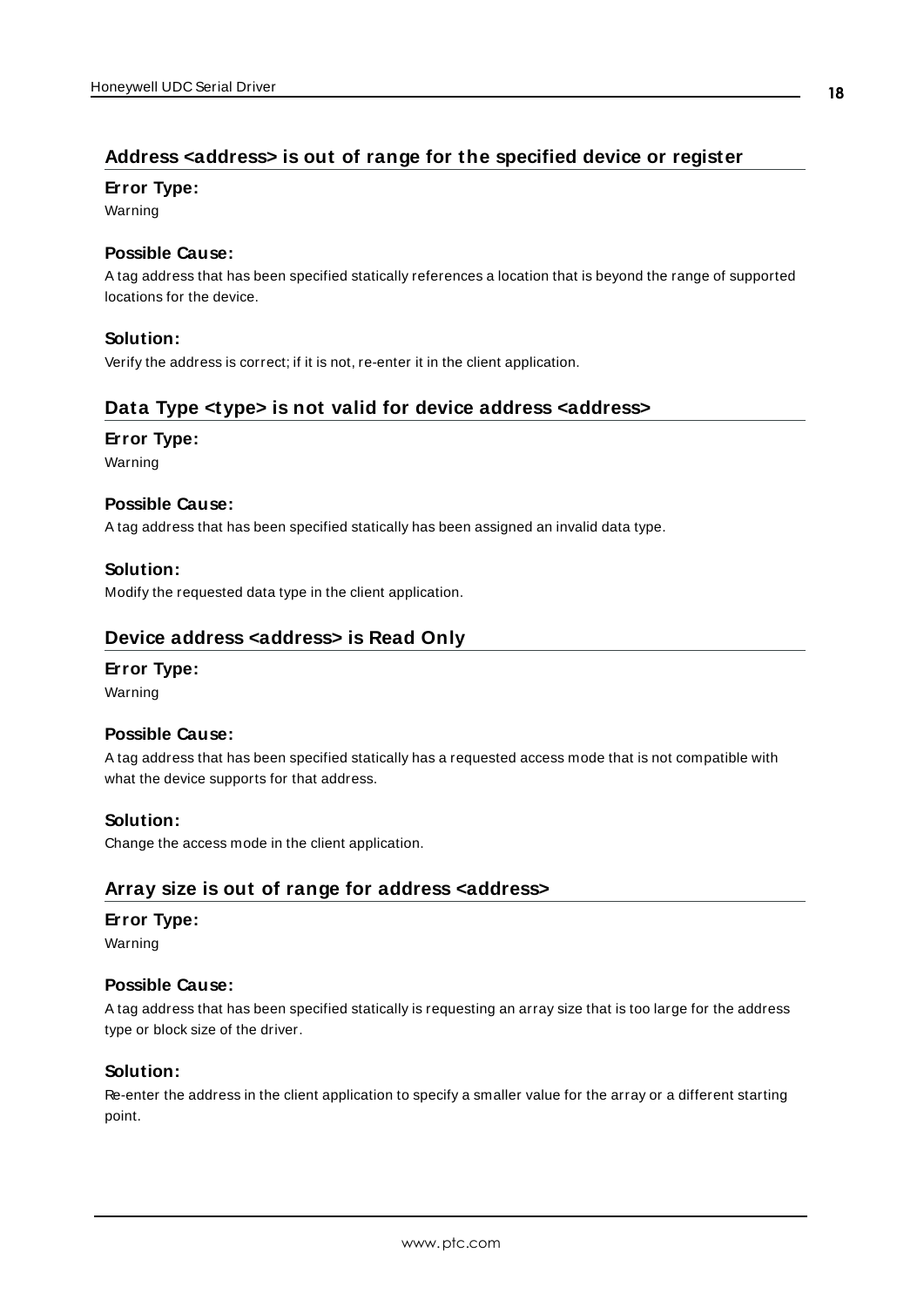## Address <address> is out of range for the specified device or register

**Error Type:**

Warning

**Possible Cause:**

A tag address that has been specified statically references a location that is beyond the range of supported locations for the device.

**Solution:**

Verify the address is correct; if it is not, re-enter it in the client application.

## Data Type <type> is not valid for device address <address>

**Error Type:**

Warning

**Possible Cause:**

A tag address that has been specified statically has been assigned an invalid data type.

**Solution:**

Modify the requested data type in the client application.

## Device address <address> is Read Only

**Error Type:**

Warning

**Possible Cause:**

A tag address that has been specified statically has a requested access mode that is not compatible with what the device supports for that address.

**Solution:**

Change the access mode in the client application.

## Array size is out of range for address <address>

**Error Type:**

Warning

**Possible Cause:**

A tag address that has been specified statically is requesting an array size that is too large for the address type or block size of the driver.

**Solution:**

Re-enter the address in the client application to specify a smaller value for the array or a different starting point.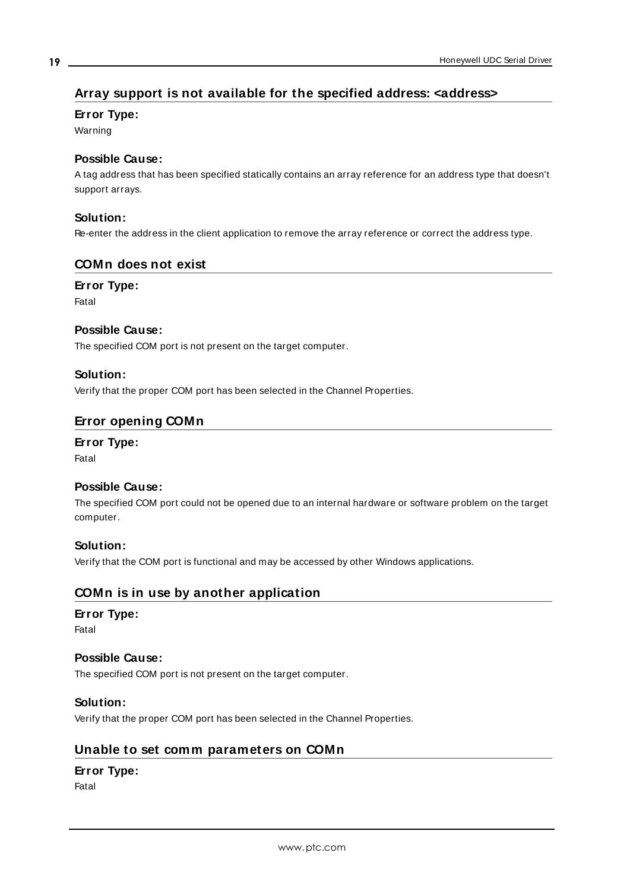## Array support is not available for the specified address: <address>

### Error Type:

Warning

### Possible Cause:

A tag address that has been specified statically contains an array reference for an address type that doesn't support arrays.

### Solution:

Re-enter the address in the client application to remove the array reference or correct the address type.

## COMn does not exist

### Error Type:

Fatal

### Possible Cause:

The specified COM port is not present on the target computer.

### Solution:

Verify that the proper COM port has been selected in the Channel Properties.

## Error opening COMn

### Error Type:

Fatal

### Possible Cause:

The specified COM port could not be opened due to an internal hardware or software problem on the target computer.

### Solution:

Verify that the COM port is functional and may be accessed by other Windows applications.

## COMn is in use by another application

### Error Type:

Fatal

### Possible Cause:

The specified COM port is not present on the target computer.

### Solution:

Verify that the proper COM port has been selected in the Channel Properties.

## Unable to set comm parameters on COMn

### Error Type:

Fatal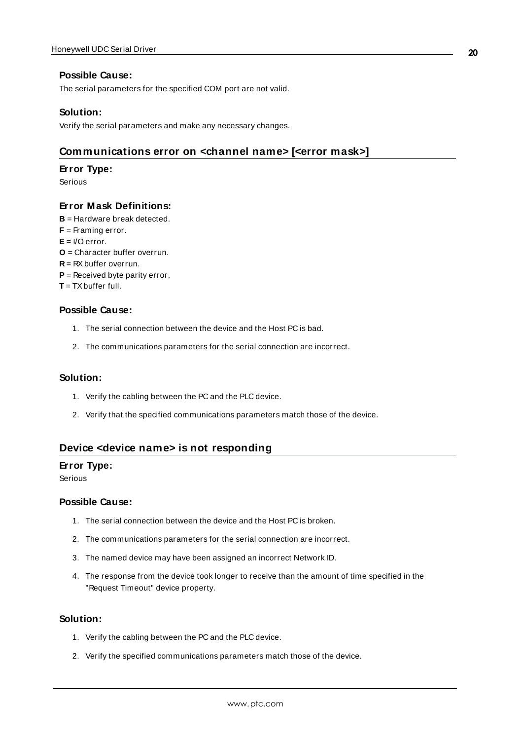### Possible Cause:

The serial parameters for the specified COM port are not valid.

### Solution:

Verify the serial parameters and make any necessary changes.

## Communications error on <channel name> [<error mask>]

### Error Type:

Serious

### Error Mask Definitions:

**B** = Hardware break detected.
**F** = Framing error.
**E** = I/O error.
**O** = Character buffer overrun.
**R** = RX buffer overrun.
**P** = Received byte parity error.
**T** = TX buffer full.

### Possible Cause:

1. The serial connection between the device and the Host PC is bad.
2. The communications parameters for the serial connection are incorrect.

### Solution:

1. Verify the cabling between the PC and the PLC device.
2. Verify that the specified communications parameters match those of the device.

## Device <device name> is not responding

### Error Type:

Serious

### Possible Cause:

1. The serial connection between the device and the Host PC is broken.
2. The communications parameters for the serial connection are incorrect.
3. The named device may have been assigned an incorrect Network ID.
4. The response from the device took longer to receive than the amount of time specified in the "Request Timeout" device property.

### Solution:

1. Verify the cabling between the PC and the PLC device.
2. Verify the specified communications parameters match those of the device.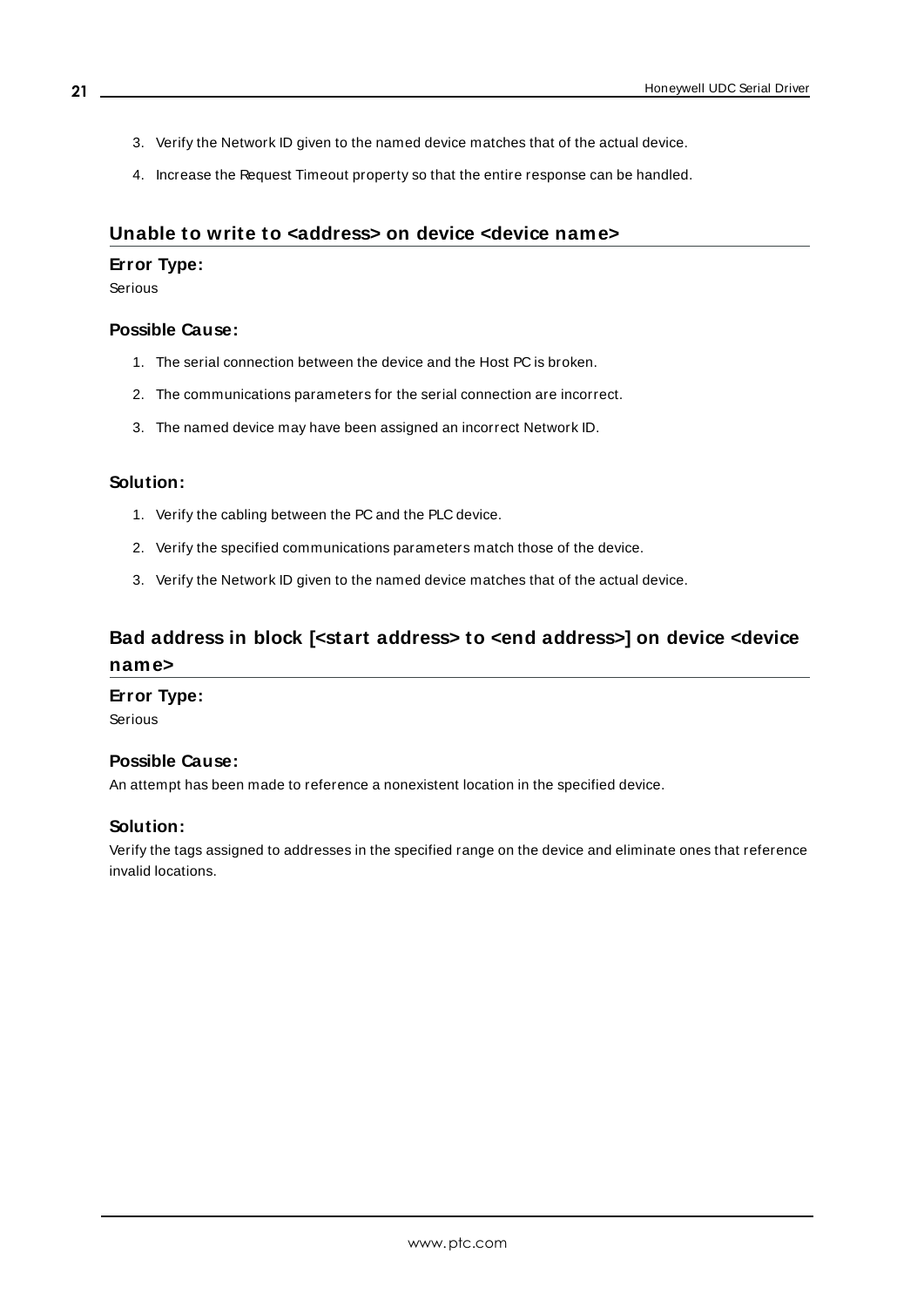3. Verify the Network ID given to the named device matches that of the actual device.
4. Increase the Request Timeout property so that the entire response can be handled.

## Unable to write to <address> on device <device name>

### Error Type:

Serious

### Possible Cause:

1. The serial connection between the device and the Host PC is broken.
2. The communications parameters for the serial connection are incorrect.
3. The named device may have been assigned an incorrect Network ID.

### Solution:

1. Verify the cabling between the PC and the PLC device.
2. Verify the specified communications parameters match those of the device.
3. Verify the Network ID given to the named device matches that of the actual device.

## Bad address in block [<start address> to <end address>] on device <device name>

### Error Type:

Serious

### Possible Cause:

An attempt has been made to reference a nonexistent location in the specified device.

### Solution:

Verify the tags assigned to addresses in the specified range on the device and eliminate ones that reference invalid locations.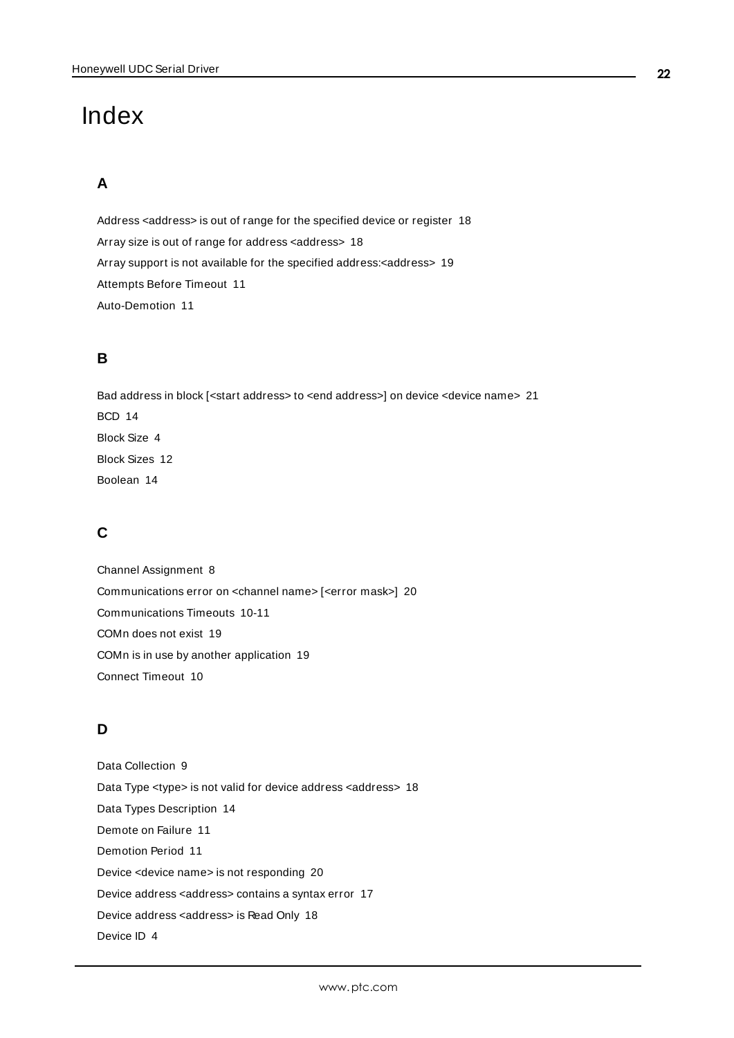# Index

## A

Address <address> is out of range for the specified device or register 18

Array size is out of range for address <address> 18

Array support is not available for the specified address:<address> 19

Attempts Before Timeout 11

Auto-Demotion 11

## B

Bad address in block [<start address> to <end address>] on device <device name> 21

BCD 14

Block Size 4

Block Sizes 12

Boolean 14

## C

Channel Assignment 8

Communications error on <channel name> [<error mask>] 20

Communications Timeouts 10-11

COMn does not exist 19

COMn is in use by another application 19

Connect Timeout 10

## D

Data Collection 9

Data Type <type> is not valid for device address <address> 18

Data Types Description 14

Demote on Failure 11

Demotion Period 11

Device <device name> is not responding 20

Device address <address> contains a syntax error 17

Device address <address> is Read Only 18

Device ID 4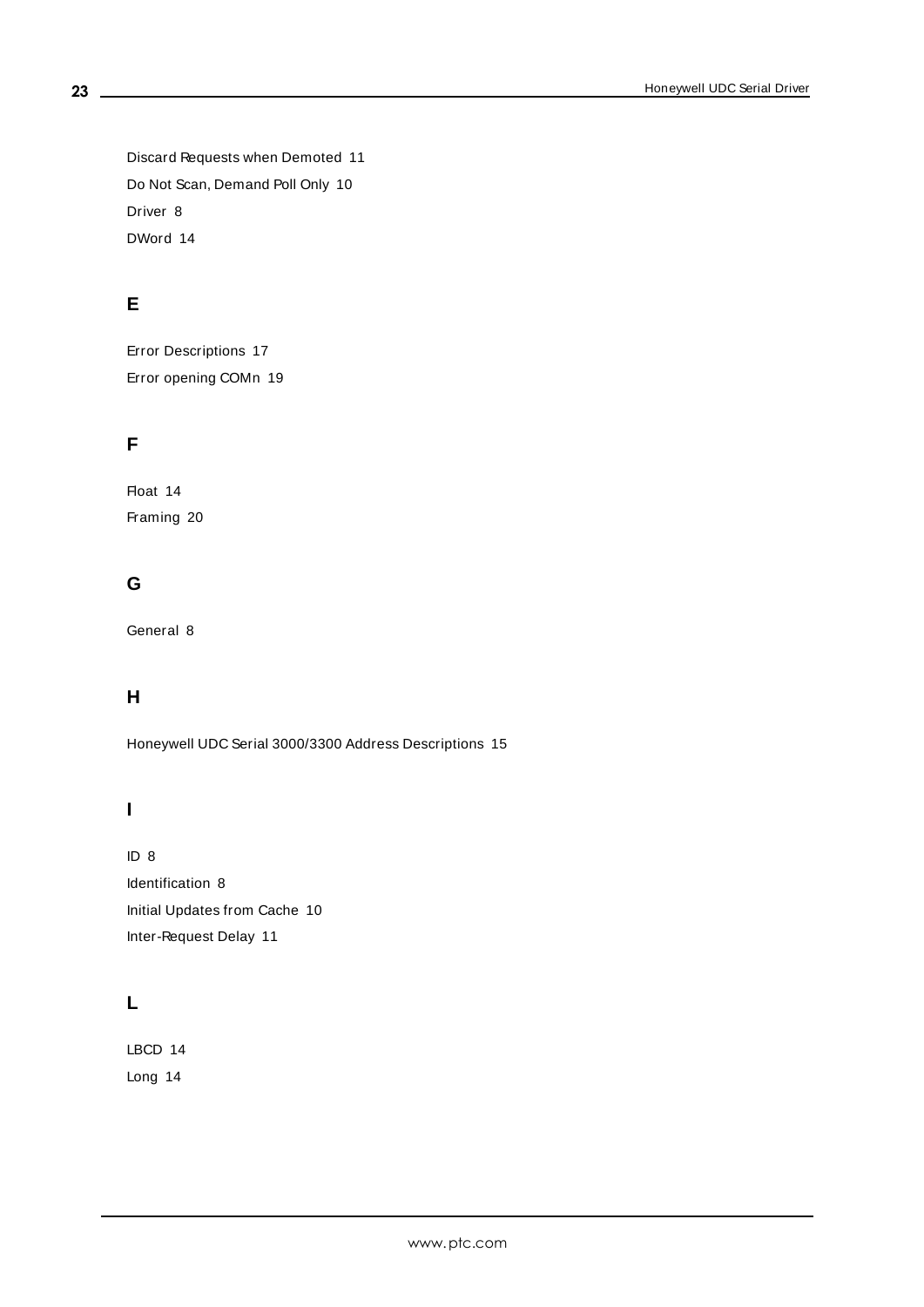Discard Requests when Demoted 11

Do Not Scan, Demand Poll Only 10

Driver 8

DWord 14

## E

Error Descriptions 17

Error opening COMn 19

## F

Float 14

Framing 20

## G

General 8

## H

Honeywell UDC Serial 3000/3300 Address Descriptions 15

## I

ID 8

Identification 8

Initial Updates from Cache 10

Inter-Request Delay 11

## L

LBCD 14

Long 14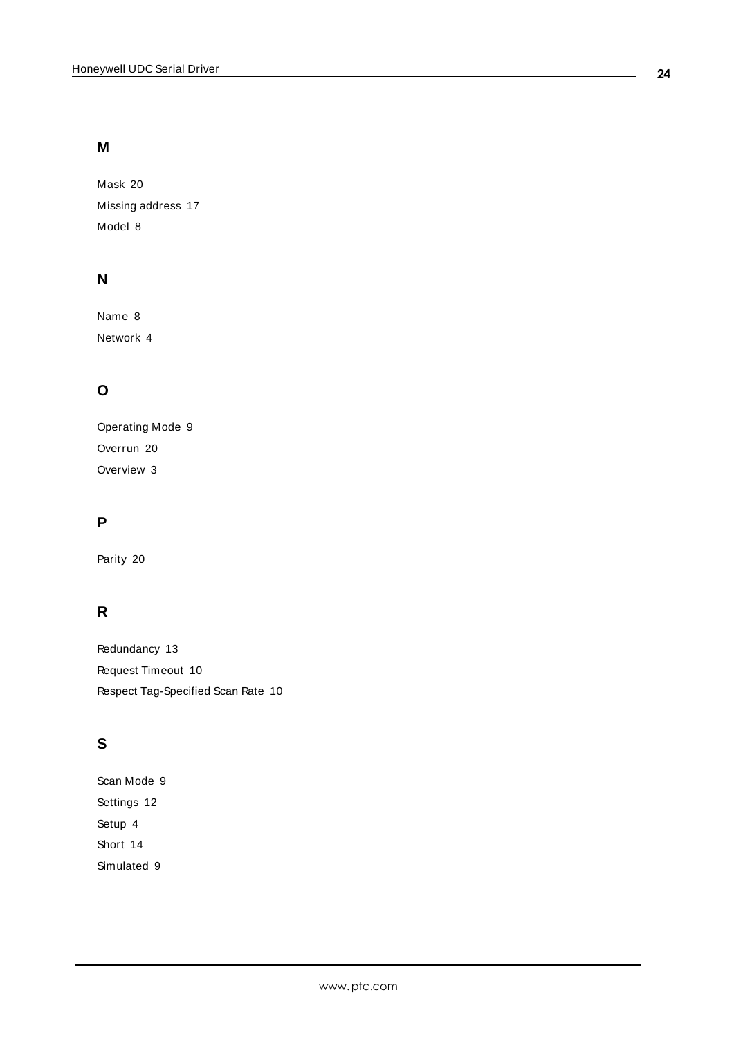## M

Mask 20

Missing address 17

Model 8

## N

Name 8

Network 4

## O

Operating Mode 9

Overrun 20

Overview 3

## P

Parity 20

## R

Redundancy 13

Request Timeout 10

Respect Tag-Specified Scan Rate 10

## S

Scan Mode 9

Settings 12

Setup 4

Short 14

Simulated 9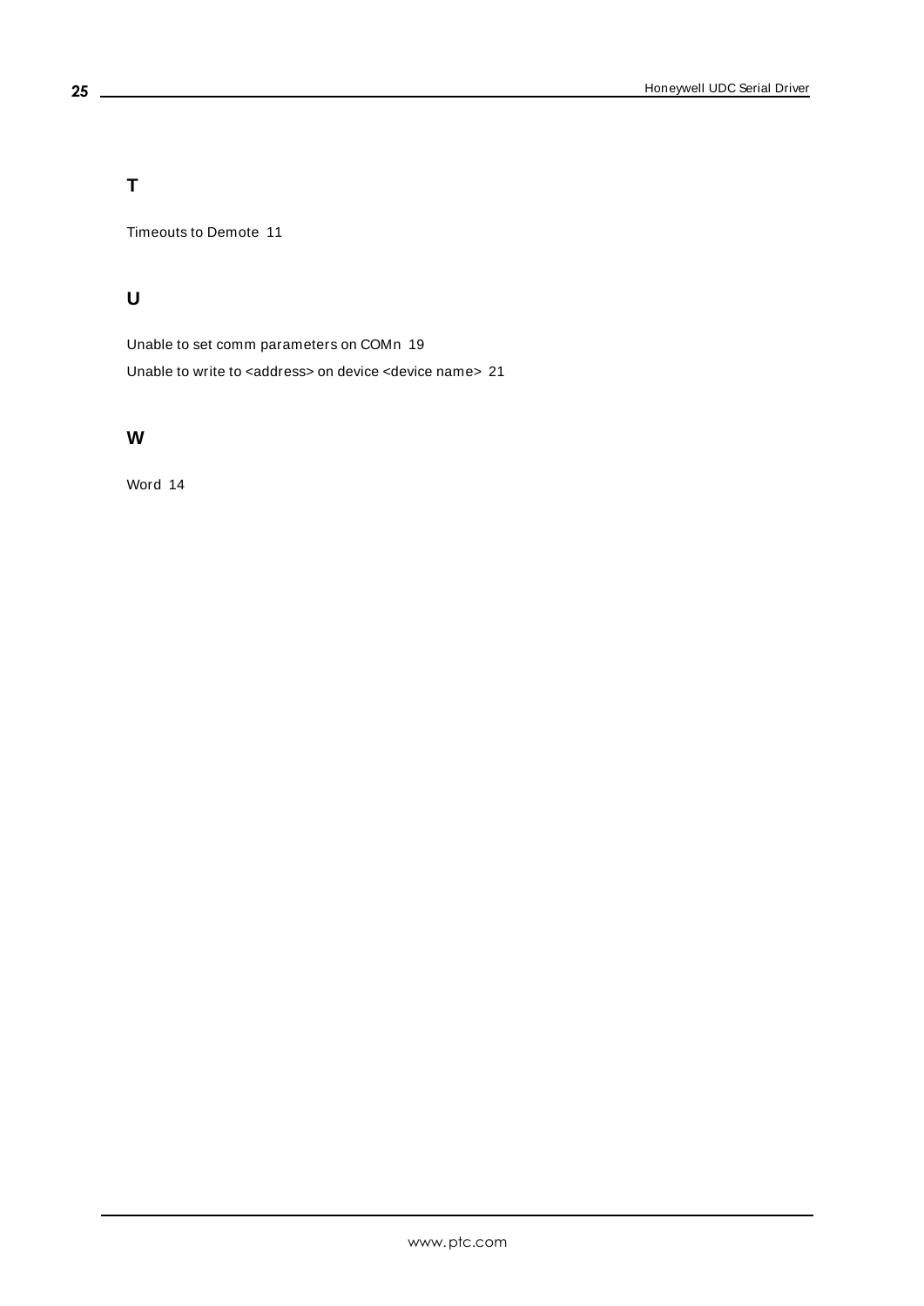## T

Timeouts to Demote 11

## U

Unable to set comm parameters on COMn 19

Unable to write to <address> on device <device name> 21

## W

Word 14